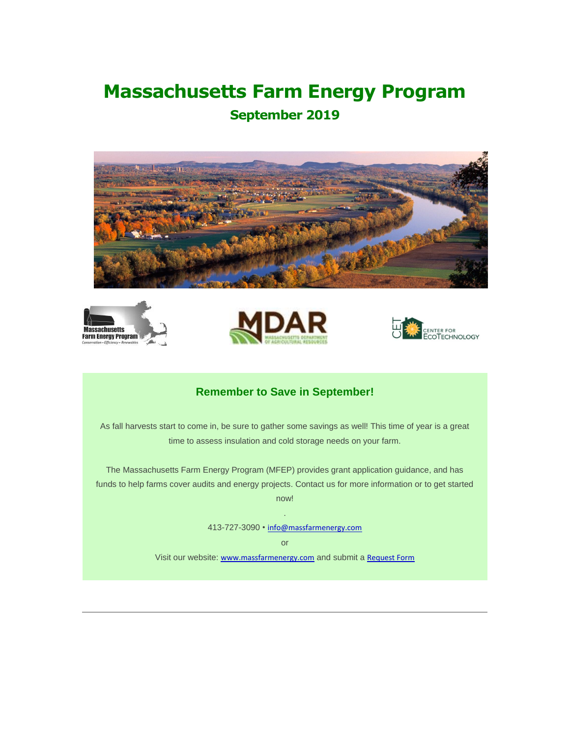# Massachusetts Farm Energy Program

## September 2019

### Remember to Save in September!

As fall harvests start to come in, be sure to gather some savings as well! This time of year is a great time to assess insulation and cold storage needs on your farm.

The Massachusetts Farm Energy Program (MFEP) provides grant application guidance, and has funds to help farms cover audits and energy projects. Contact us for more information or to get started now!

.

413-727-3090 • info@massfarmenergy.com

or

Visit our website: www.massfarmenergy.com and submit a Request Form

---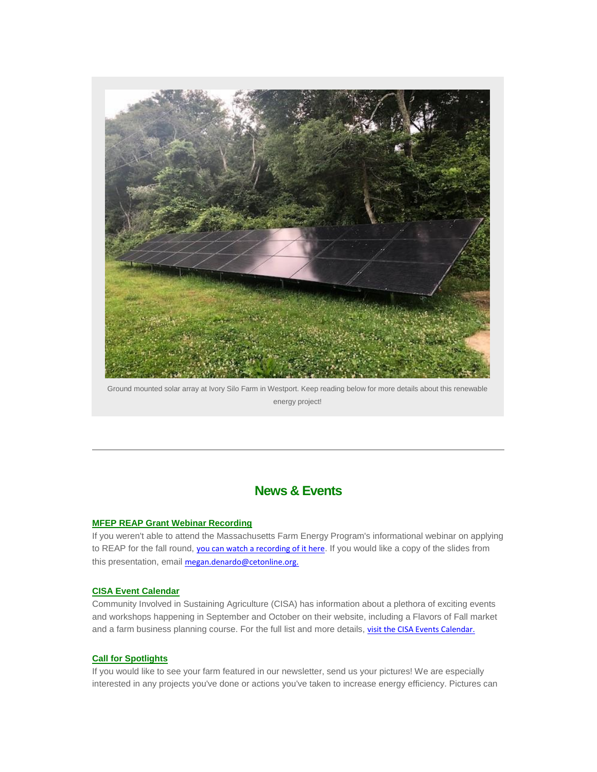Ground mounted solar array at Ivory Silo Farm in Westport. Keep reading below for more details about this renewable energy project!

---

## News & Events

### MFEP REAP Grant Webinar Recording

If you weren't able to attend the Massachusetts Farm Energy Program's informational webinar on applying to REAP for the fall round, you can watch a recording of it here. If you would like a copy of the slides from this presentation, email megan.denardo@cetonline.org.

### CISA Event Calendar

Community Involved in Sustaining Agriculture (CISA) has information about a plethora of exciting events and workshops happening in September and October on their website, including a Flavors of Fall market and a farm business planning course. For the full list and more details, visit the CISA Events Calendar.

### Call for Spotlights

If you would like to see your farm featured in our newsletter, send us your pictures! We are especially interested in any projects you've done or actions you've taken to increase energy efficiency. Pictures can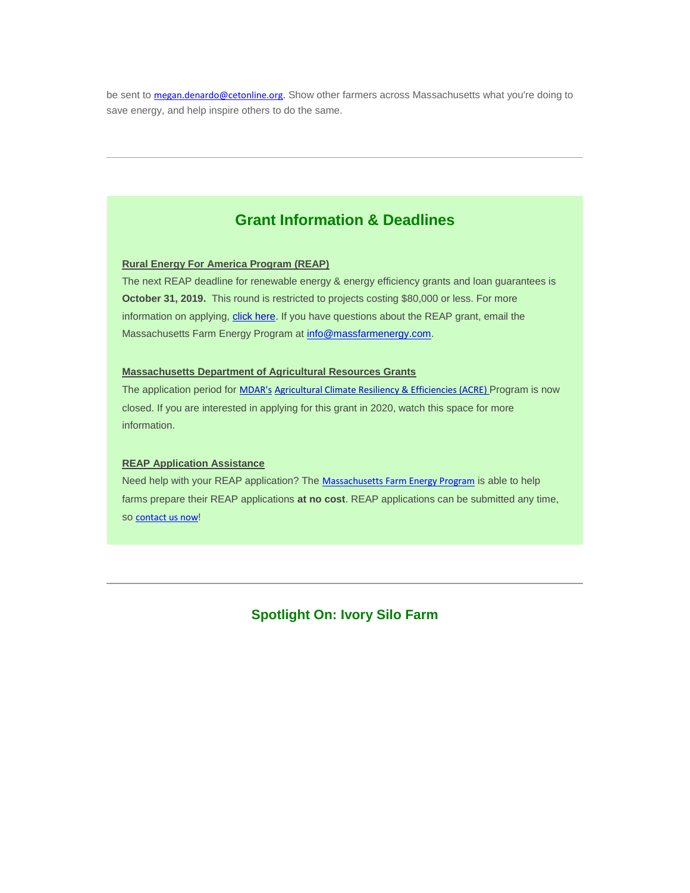be sent to megan.denardo@cetonline.org. Show other farmers across Massachusetts what you're doing to save energy, and help inspire others to do the same.

---

## Grant Information & Deadlines

**Rural Energy For America Program (REAP)**

The next REAP deadline for renewable energy & energy efficiency grants and loan guarantees is **October 31, 2019.** This round is restricted to projects costing $80,000 or less. For more information on applying, click here. If you have questions about the REAP grant, email the Massachusetts Farm Energy Program at info@massfarmenergy.com.

**Massachusetts Department of Agricultural Resources Grants**

The application period for MDAR's Agricultural Climate Resiliency & Efficiencies (ACRE) Program is now closed. If you are interested in applying for this grant in 2020, watch this space for more information.

**REAP Application Assistance**

Need help with your REAP application? The Massachusetts Farm Energy Program is able to help farms prepare their REAP applications **at no cost**. REAP applications can be submitted any time, so contact us now!

---

## Spotlight On: Ivory Silo Farm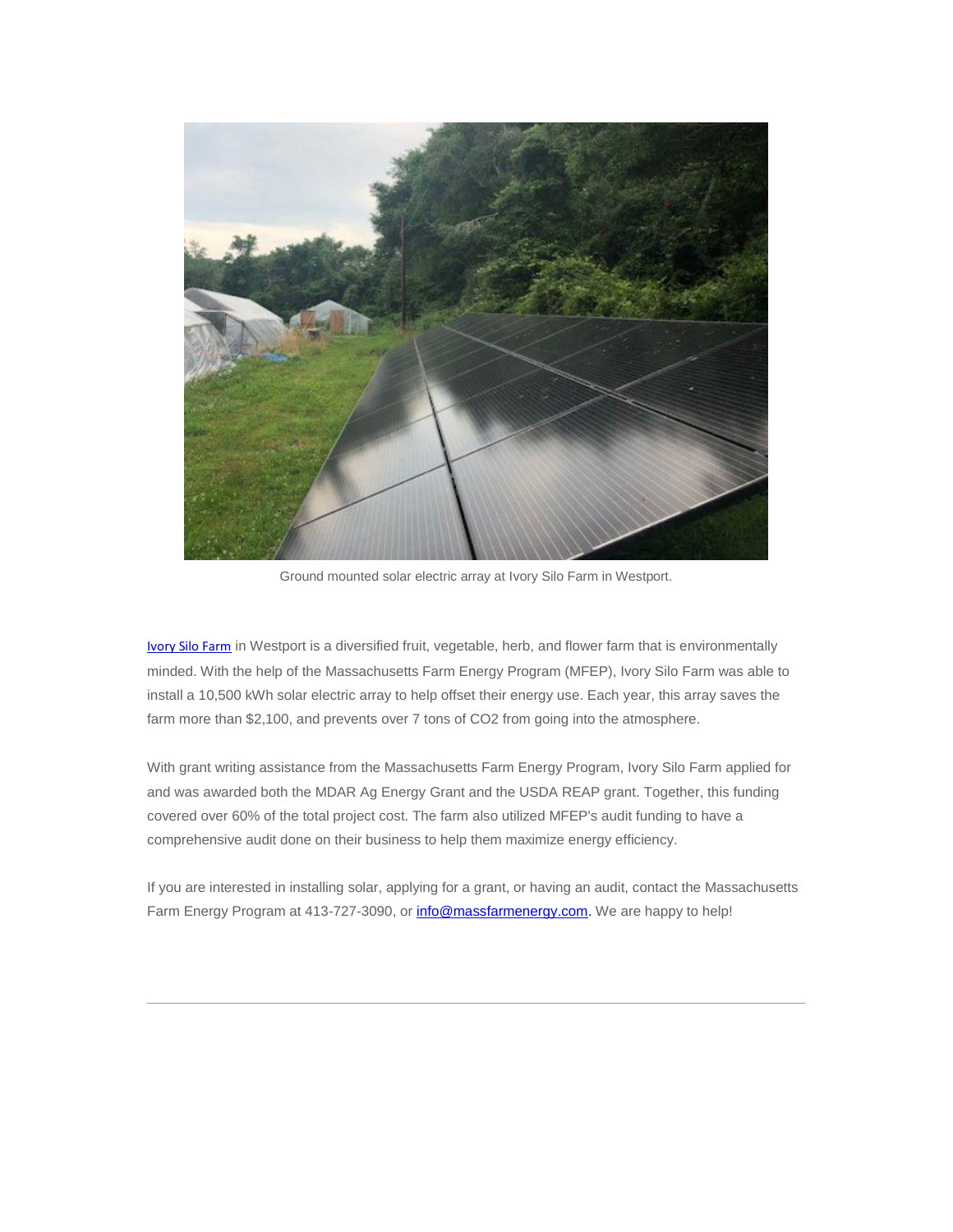Ground mounted solar electric array at Ivory Silo Farm in Westport.

Ivory Silo Farm in Westport is a diversified fruit, vegetable, herb, and flower farm that is environmentally minded. With the help of the Massachusetts Farm Energy Program (MFEP), Ivory Silo Farm was able to install a 10,500 kWh solar electric array to help offset their energy use. Each year, this array saves the farm more than $2,100, and prevents over 7 tons of $CO_2$ from going into the atmosphere.

With grant writing assistance from the Massachusetts Farm Energy Program, Ivory Silo Farm applied for and was awarded both the MDAR Ag Energy Grant and the USDA REAP grant. Together, this funding covered over 60% of the total project cost. The farm also utilized MFEP's audit funding to have a comprehensive audit done on their business to help them maximize energy efficiency.

If you are interested in installing solar, applying for a grant, or having an audit, contact the Massachusetts Farm Energy Program at 413-727-3090, or info@massfarmenergy.com. We are happy to help!

---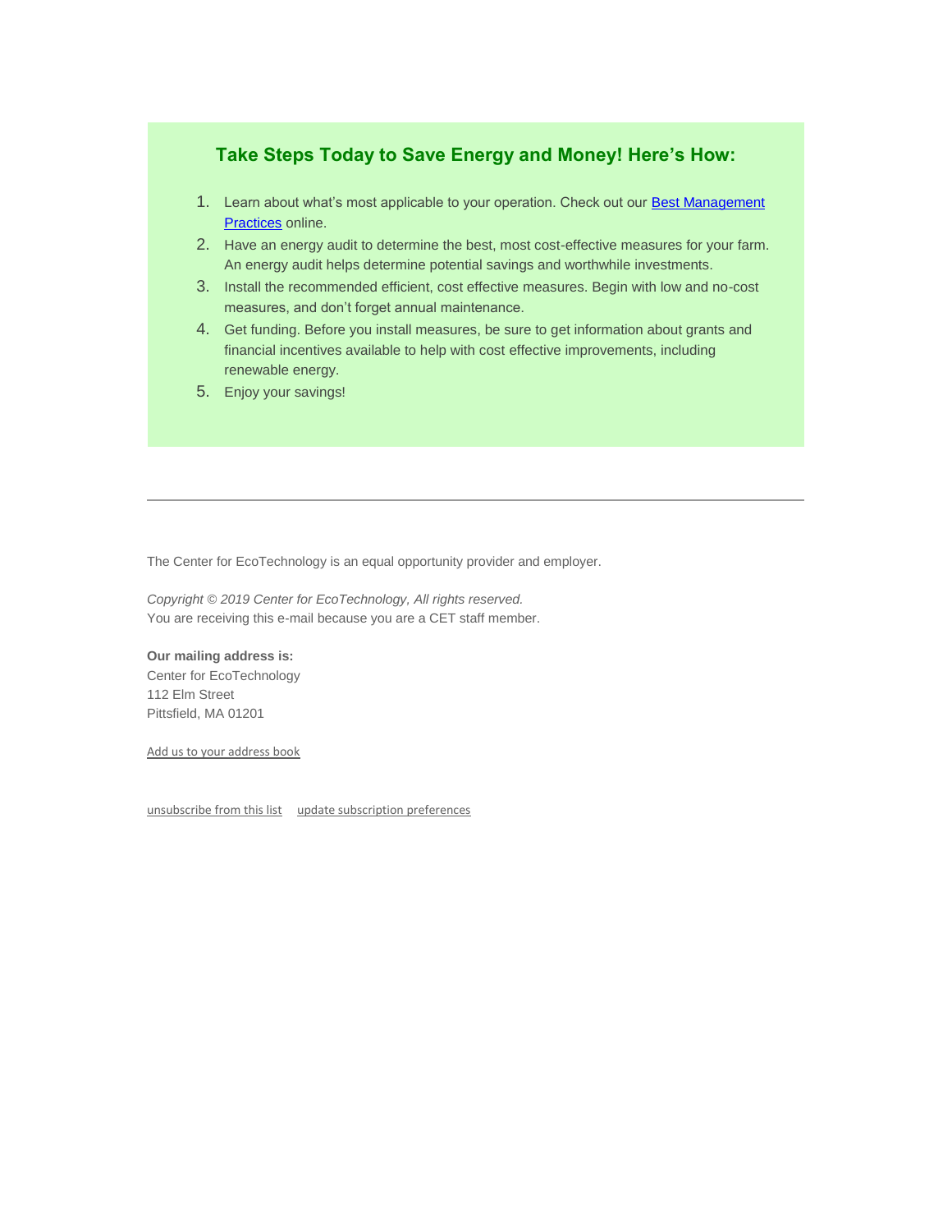## Take Steps Today to Save Energy and Money! Here's How:

1. Learn about what's most applicable to your operation. Check out our [Best Management Practices]() online.
2. Have an energy audit to determine the best, most cost-effective measures for your farm. An energy audit helps determine potential savings and worthwhile investments.
3. Install the recommended efficient, cost effective measures. Begin with low and no-cost measures, and don't forget annual maintenance.
4. Get funding. Before you install measures, be sure to get information about grants and financial incentives available to help with cost effective improvements, including renewable energy.
5. Enjoy your savings!

---

The Center for EcoTechnology is an equal opportunity provider and employer.

*Copyright © 2019 Center for EcoTechnology, All rights reserved.*
You are receiving this e-mail because you are a CET staff member.

**Our mailing address is:**
Center for EcoTechnology
112 Elm Street
Pittsfield, MA 01201

Add us to your address book

unsubscribe from this list    update subscription preferences